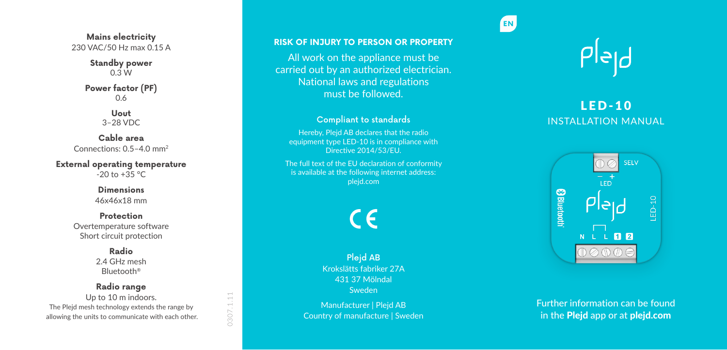**Mains electricity**
230 VAC/50 Hz max 0.15 A

**Standby power**
0.3 W

**Power factor (PF)**
0.6

**Uout**
3–28 VDC

**Cable area**
Connections: 0.5–4.0 mm$^2$

**External operating temperature**
-20 to +35 °C

**Dimensions**
46x46x18 mm

**Protection**
Overtemperature software
Short circuit protection

**Radio**
2.4 GHz mesh
Bluetooth®

**Radio range**
Up to 10 m indoors.
The Plejd mesh technology extends the range by allowing the units to communicate with each other.

0307.1.11

## RISK OF INJURY TO PERSON OR PROPERTY

All work on the appliance must be carried out by an authorized electrician. National laws and regulations must be followed.

### Compliant to standards

Hereby, Plejd AB declares that the radio equipment type LED-10 is in compliance with Directive 2014/53/EU.

The full text of the EU declaration of conformity is available at the following internet address: plejd.com

CE

**Plejd AB**
Krokslätts fabriker 27A
431 37 Mölndal
Sweden

Manufacturer | Plejd AB
Country of manufacture | Sweden

EN

plejd

# LED-10
## INSTALLATION MANUAL

SELV
– +
LED
Bluetooth
plejd
LED-10
N L L 1 2

Further information can be found in the **Plejd** app or at **plejd.com**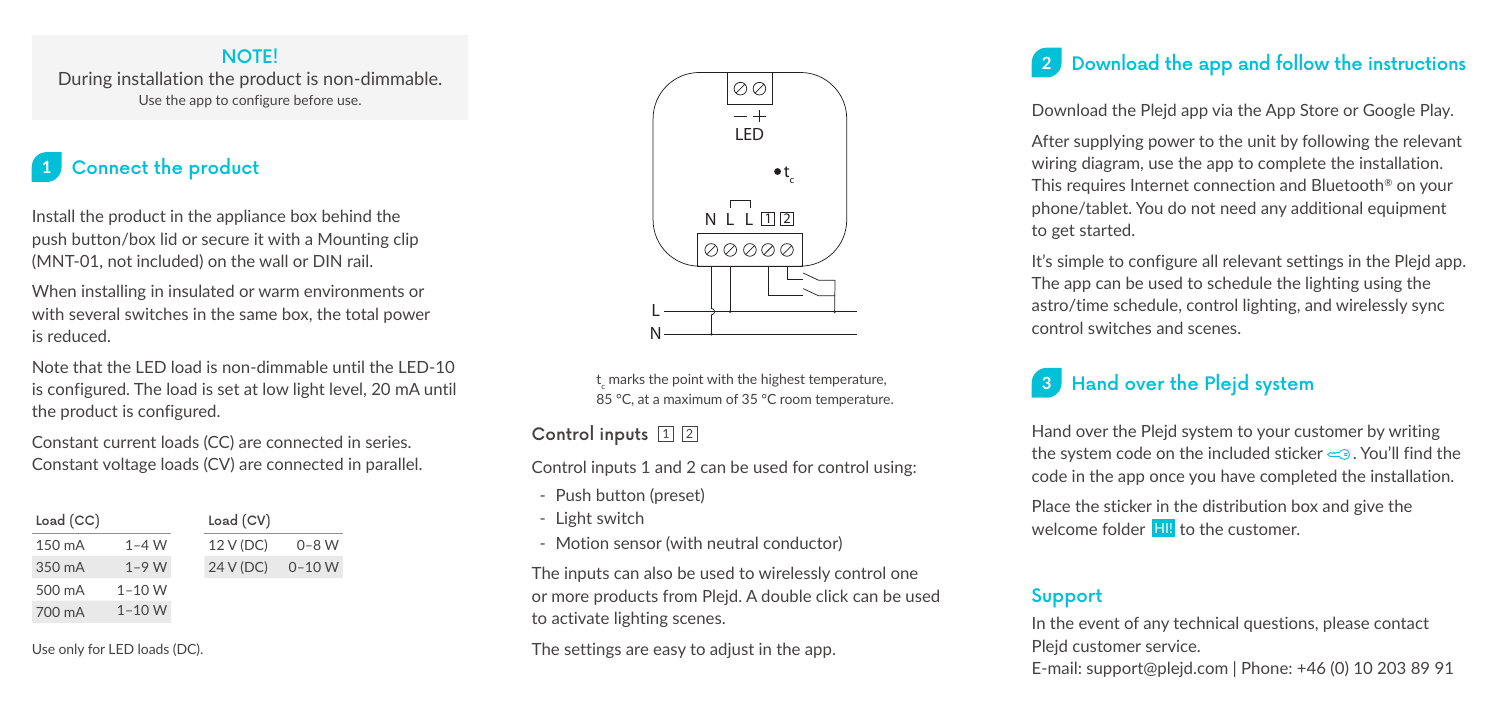**NOTE!**
During installation the product is non-dimmable.
Use the app to configure before use.

## 1 Connect the product

Install the product in the appliance box behind the push button/box lid or secure it with a Mounting clip (MNT-01, not included) on the wall or DIN rail.

When installing in insulated or warm environments or with several switches in the same box, the total power is reduced.

Note that the LED load is non-dimmable until the LED-10 is configured. The load is set at low light level, 20 mA until the product is configured.

Constant current loads (CC) are connected in series.
Constant voltage loads (CV) are connected in parallel.

| Load (CC) | |
|---|---|
| 150 mA | 1–4 W |
| 350 mA | 1–9 W |
| 500 mA | 1–10 W |
| 700 mA | 1–10 W |

| Load (CV) | |
|---|---|
| 12 V (DC) | 0–8 W |
| 24 V (DC) | 0–10 W |

Use only for LED loads (DC).

LED
− +
$t_c$
N L L 1 2
L
N

$t_c$ marks the point with the highest temperature, 85 °C, at a maximum of 35 °C room temperature.

### Control inputs 1 2

Control inputs 1 and 2 can be used for control using:

- Push button (preset)
- Light switch
- Motion sensor (with neutral conductor)

The inputs can also be used to wirelessly control one or more products from Plejd. A double click can be used to activate lighting scenes.

The settings are easy to adjust in the app.

## 2 Download the app and follow the instructions

Download the Plejd app via the App Store or Google Play.

After supplying power to the unit by following the relevant wiring diagram, use the app to complete the installation. This requires Internet connection and Bluetooth® on your phone/tablet. You do not need any additional equipment to get started.

It's simple to configure all relevant settings in the Plejd app. The app can be used to schedule the lighting using the astro/time schedule, control lighting, and wirelessly sync control switches and scenes.

## 3 Hand over the Plejd system

Hand over the Plejd system to your customer by writing the system code on the included sticker. You'll find the code in the app once you have completed the installation.

Place the sticker in the distribution box and give the welcome folder HI! to the customer.

## Support

In the event of any technical questions, please contact Plejd customer service.
E-mail: support@plejd.com | Phone: +46 (0) 10 203 89 91